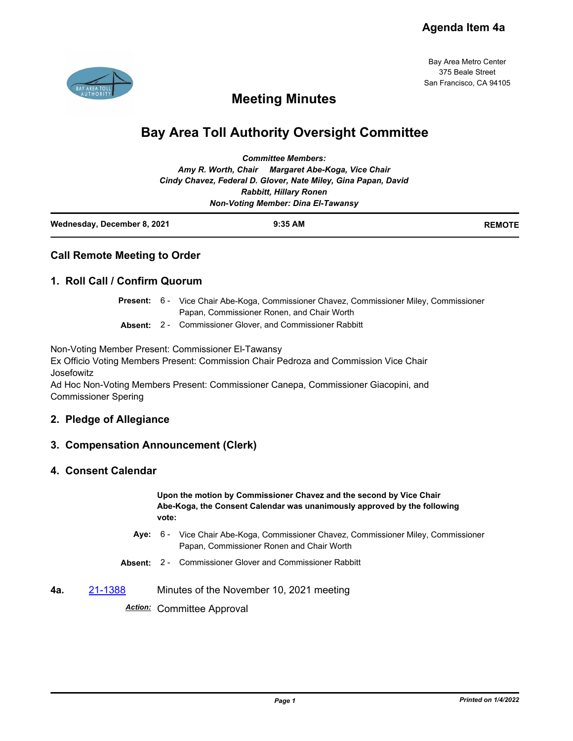Agenda Item 4a

Bay Area Metro Center
375 Beale Street
San Francisco, CA 94105

# Meeting Minutes

# Bay Area Toll Authority Oversight Committee

***Committee Members:***
***Amy R. Worth, Chair     Margaret Abe-Koga, Vice Chair***
***Cindy Chavez, Federal D. Glover, Nate Miley, Gina Papan, David Rabbitt, Hillary Ronen***
***Non-Voting Member: Dina El-Tawansy***

**Wednesday, December 8, 2021** | **9:35 AM** | **REMOTE**

## Call Remote Meeting to Order

## 1. Roll Call / Confirm Quorum

**Present:** 6 - Vice Chair Abe-Koga, Commissioner Chavez, Commissioner Miley, Commissioner Papan, Commissioner Ronen, and Chair Worth

**Absent:** 2 - Commissioner Glover, and Commissioner Rabbitt

Non-Voting Member Present: Commissioner El-Tawansy
Ex Officio Voting Members Present: Commission Chair Pedroza and Commission Vice Chair Josefowitz
Ad Hoc Non-Voting Members Present: Commissioner Canepa, Commissioner Giacopini, and Commissioner Spering

## 2. Pledge of Allegiance

## 3. Compensation Announcement (Clerk)

## 4. Consent Calendar

**Upon the motion by Commissioner Chavez and the second by Vice Chair Abe-Koga, the Consent Calendar was unanimously approved by the following vote:**

**Aye:** 6 - Vice Chair Abe-Koga, Commissioner Chavez, Commissioner Miley, Commissioner Papan, Commissioner Ronen and Chair Worth

**Absent:** 2 - Commissioner Glover and Commissioner Rabbitt

**4a.** 21-1388 Minutes of the November 10, 2021 meeting

***Action:*** Committee Approval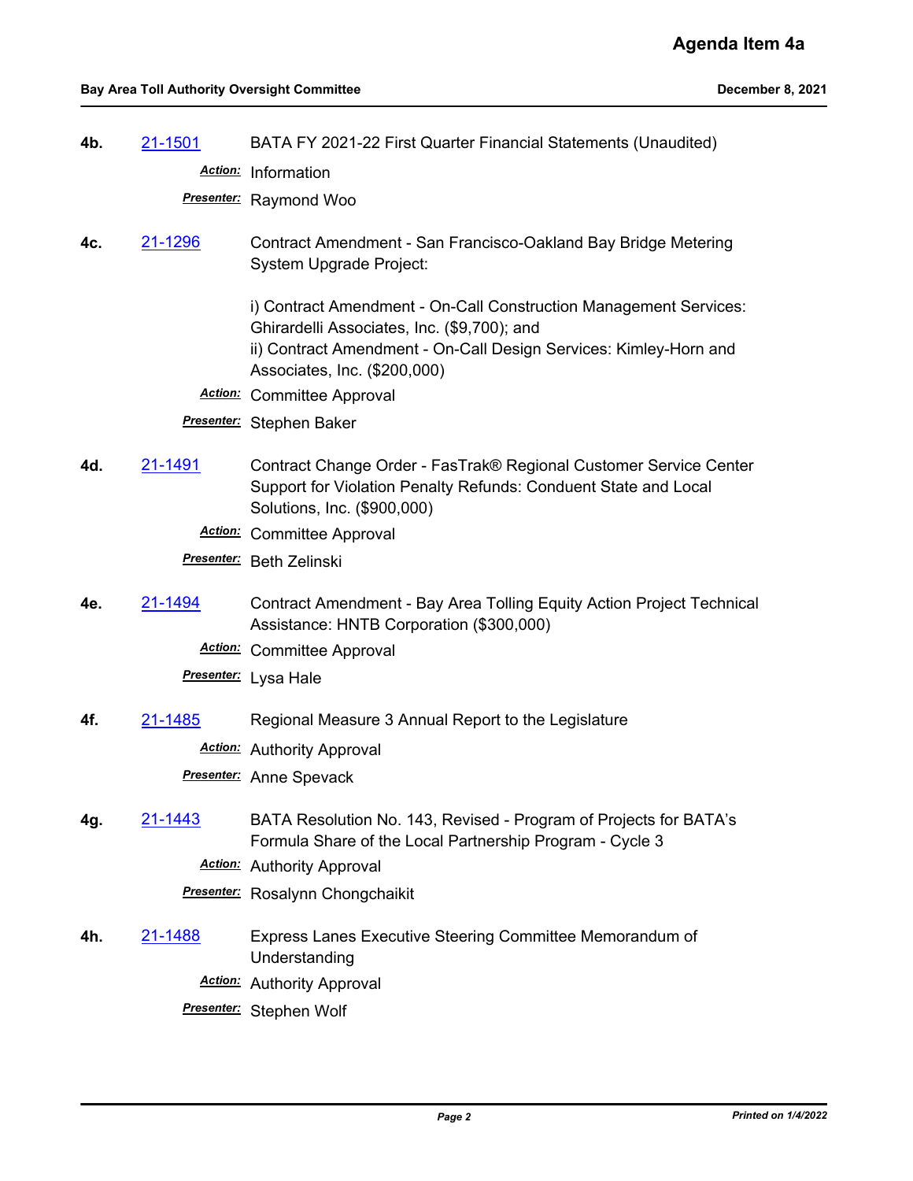**4b.** 21-1501 BATA FY 2021-22 First Quarter Financial Statements (Unaudited)

*Action:* Information

*Presenter:* Raymond Woo

**4c.** 21-1296 Contract Amendment - San Francisco-Oakland Bay Bridge Metering System Upgrade Project:

i) Contract Amendment - On-Call Construction Management Services: Ghirardelli Associates, Inc. ($9,700); and
ii) Contract Amendment - On-Call Design Services: Kimley-Horn and Associates, Inc. ($200,000)

*Action:* Committee Approval

*Presenter:* Stephen Baker

**4d.** 21-1491 Contract Change Order - FasTrak® Regional Customer Service Center Support for Violation Penalty Refunds: Conduent State and Local Solutions, Inc. ($900,000)

*Action:* Committee Approval

*Presenter:* Beth Zelinski

**4e.** 21-1494 Contract Amendment - Bay Area Tolling Equity Action Project Technical Assistance: HNTB Corporation ($300,000)

*Action:* Committee Approval

*Presenter:* Lysa Hale

**4f.** 21-1485 Regional Measure 3 Annual Report to the Legislature

*Action:* Authority Approval

*Presenter:* Anne Spevack

**4g.** 21-1443 BATA Resolution No. 143, Revised - Program of Projects for BATA's Formula Share of the Local Partnership Program - Cycle 3

*Action:* Authority Approval

*Presenter:* Rosalynn Chongchaikit

**4h.** 21-1488 Express Lanes Executive Steering Committee Memorandum of Understanding

*Action:* Authority Approval

*Presenter:* Stephen Wolf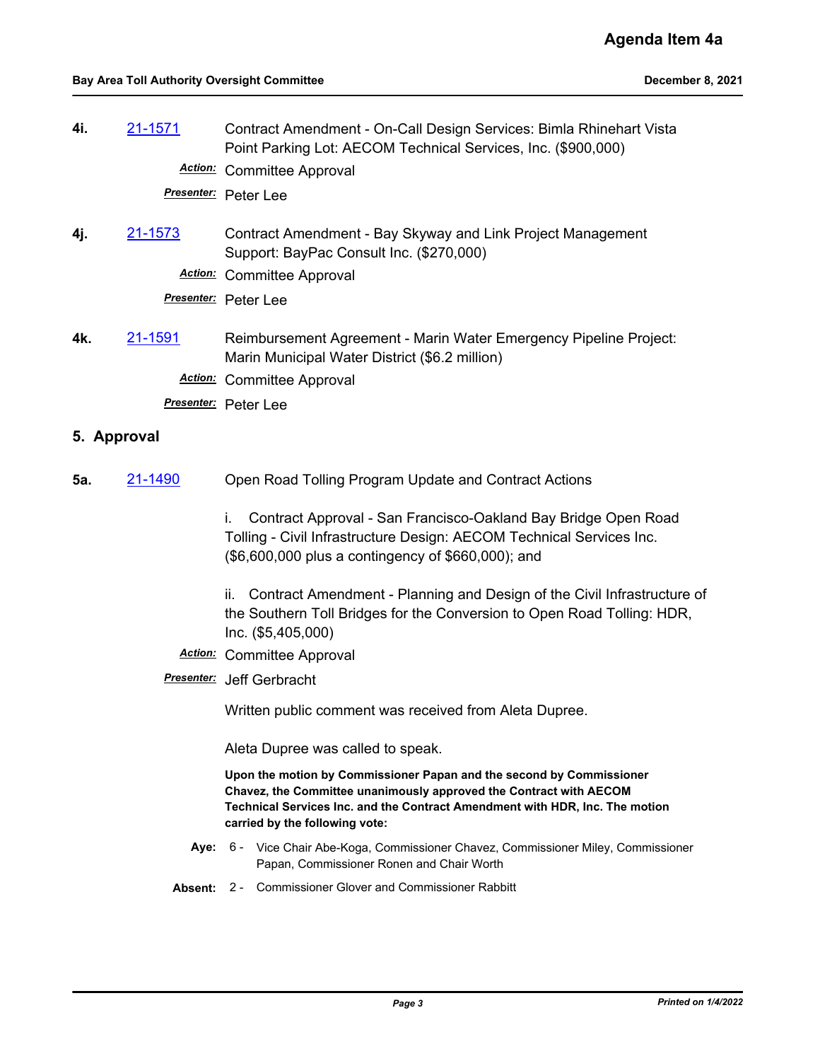**4i.** 21-1571 Contract Amendment - On-Call Design Services: Bimla Rhinehart Vista Point Parking Lot: AECOM Technical Services, Inc. ($900,000)

***Action:*** Committee Approval

***Presenter:*** Peter Lee

**4j.** 21-1573 Contract Amendment - Bay Skyway and Link Project Management Support: BayPac Consult Inc. ($270,000)

***Action:*** Committee Approval

***Presenter:*** Peter Lee

**4k.** 21-1591 Reimbursement Agreement - Marin Water Emergency Pipeline Project: Marin Municipal Water District ($6.2 million)

***Action:*** Committee Approval

***Presenter:*** Peter Lee

## 5. Approval

**5a.** 21-1490 Open Road Tolling Program Update and Contract Actions

i. Contract Approval - San Francisco-Oakland Bay Bridge Open Road Tolling - Civil Infrastructure Design: AECOM Technical Services Inc. ($6,600,000 plus a contingency of $660,000); and

ii. Contract Amendment - Planning and Design of the Civil Infrastructure of the Southern Toll Bridges for the Conversion to Open Road Tolling: HDR, Inc. ($5,405,000)

***Action:*** Committee Approval

***Presenter:*** Jeff Gerbracht

Written public comment was received from Aleta Dupree.

Aleta Dupree was called to speak.

**Upon the motion by Commissioner Papan and the second by Commissioner Chavez, the Committee unanimously approved the Contract with AECOM Technical Services Inc. and the Contract Amendment with HDR, Inc. The motion carried by the following vote:**

**Aye:** 6 - Vice Chair Abe-Koga, Commissioner Chavez, Commissioner Miley, Commissioner Papan, Commissioner Ronen and Chair Worth

**Absent:** 2 - Commissioner Glover and Commissioner Rabbitt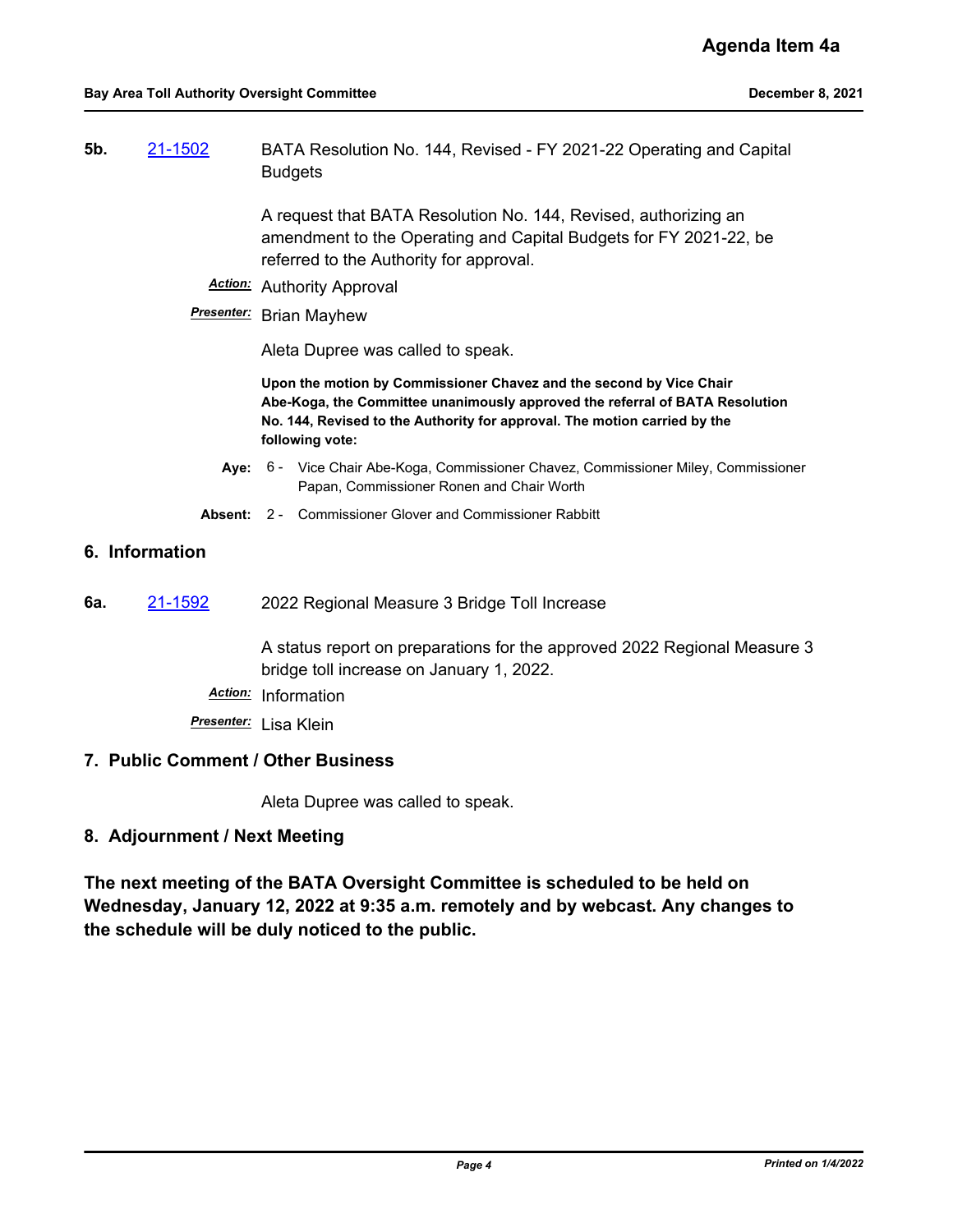**5b.** 21-1502 BATA Resolution No. 144, Revised - FY 2021-22 Operating and Capital Budgets

A request that BATA Resolution No. 144, Revised, authorizing an amendment to the Operating and Capital Budgets for FY 2021-22, be referred to the Authority for approval.

*Action:* Authority Approval

*Presenter:* Brian Mayhew

Aleta Dupree was called to speak.

**Upon the motion by Commissioner Chavez and the second by Vice Chair Abe-Koga, the Committee unanimously approved the referral of BATA Resolution No. 144, Revised to the Authority for approval. The motion carried by the following vote:**

**Aye:** 6 - Vice Chair Abe-Koga, Commissioner Chavez, Commissioner Miley, Commissioner Papan, Commissioner Ronen and Chair Worth

**Absent:** 2 - Commissioner Glover and Commissioner Rabbitt

## 6. Information

**6a.** 21-1592 2022 Regional Measure 3 Bridge Toll Increase

A status report on preparations for the approved 2022 Regional Measure 3 bridge toll increase on January 1, 2022.

*Action:* Information

*Presenter:* Lisa Klein

## 7. Public Comment / Other Business

Aleta Dupree was called to speak.

## 8. Adjournment / Next Meeting

**The next meeting of the BATA Oversight Committee is scheduled to be held on Wednesday, January 12, 2022 at 9:35 a.m. remotely and by webcast. Any changes to the schedule will be duly noticed to the public.**